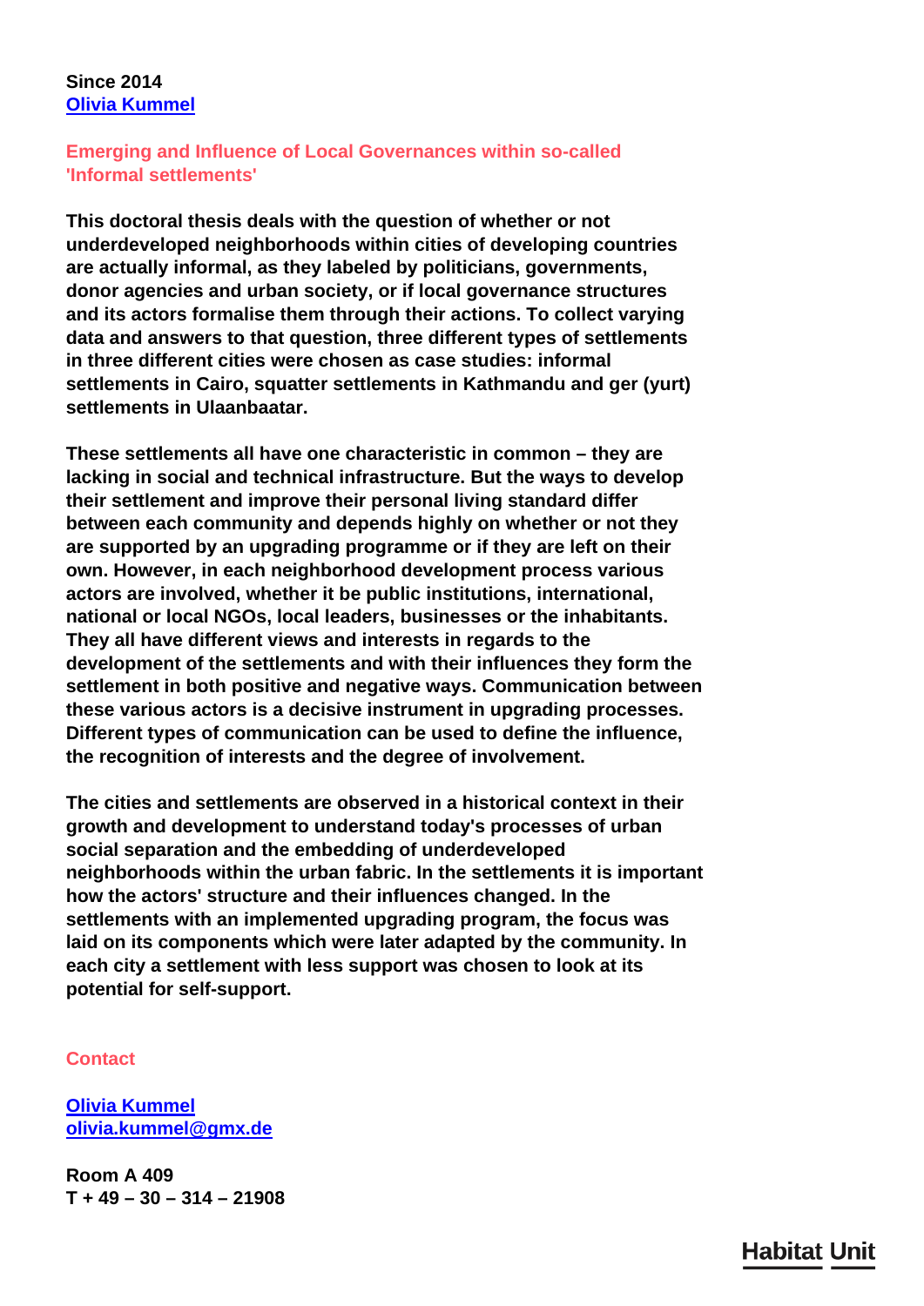**Since 2014**
**[Olivia Kummel]**

## Emerging and Influence of Local Governances within so-called 'Informal settlements'

**This doctoral thesis deals with the question of whether or not underdeveloped neighborhoods within cities of developing countries are actually informal, as they labeled by politicians, governments, donor agencies and urban society, or if local governance structures and its actors formalise them through their actions. To collect varying data and answers to that question, three different types of settlements in three different cities were chosen as case studies: informal settlements in Cairo, squatter settlements in Kathmandu and ger (yurt) settlements in Ulaanbaatar.**

**These settlements all have one characteristic in common – they are lacking in social and technical infrastructure. But the ways to develop their settlement and improve their personal living standard differ between each community and depends highly on whether or not they are supported by an upgrading programme or if they are left on their own. However, in each neighborhood development process various actors are involved, whether it be public institutions, international, national or local NGOs, local leaders, businesses or the inhabitants. They all have different views and interests in regards to the development of the settlements and with their influences they form the settlement in both positive and negative ways. Communication between these various actors is a decisive instrument in upgrading processes. Different types of communication can be used to define the influence, the recognition of interests and the degree of involvement.**

**The cities and settlements are observed in a historical context in their growth and development to understand today's processes of urban social separation and the embedding of underdeveloped neighborhoods within the urban fabric. In the settlements it is important how the actors' structure and their influences changed. In the settlements with an implemented upgrading program, the focus was laid on its components which were later adapted by the community. In each city a settlement with less support was chosen to look at its potential for self-support.**

## Contact

**[Olivia Kummel]**
**[olivia.kummel@gmx.de]**

**Room A 409**
**T + 49 – 30 – 314 – 21908**

Habitat Unit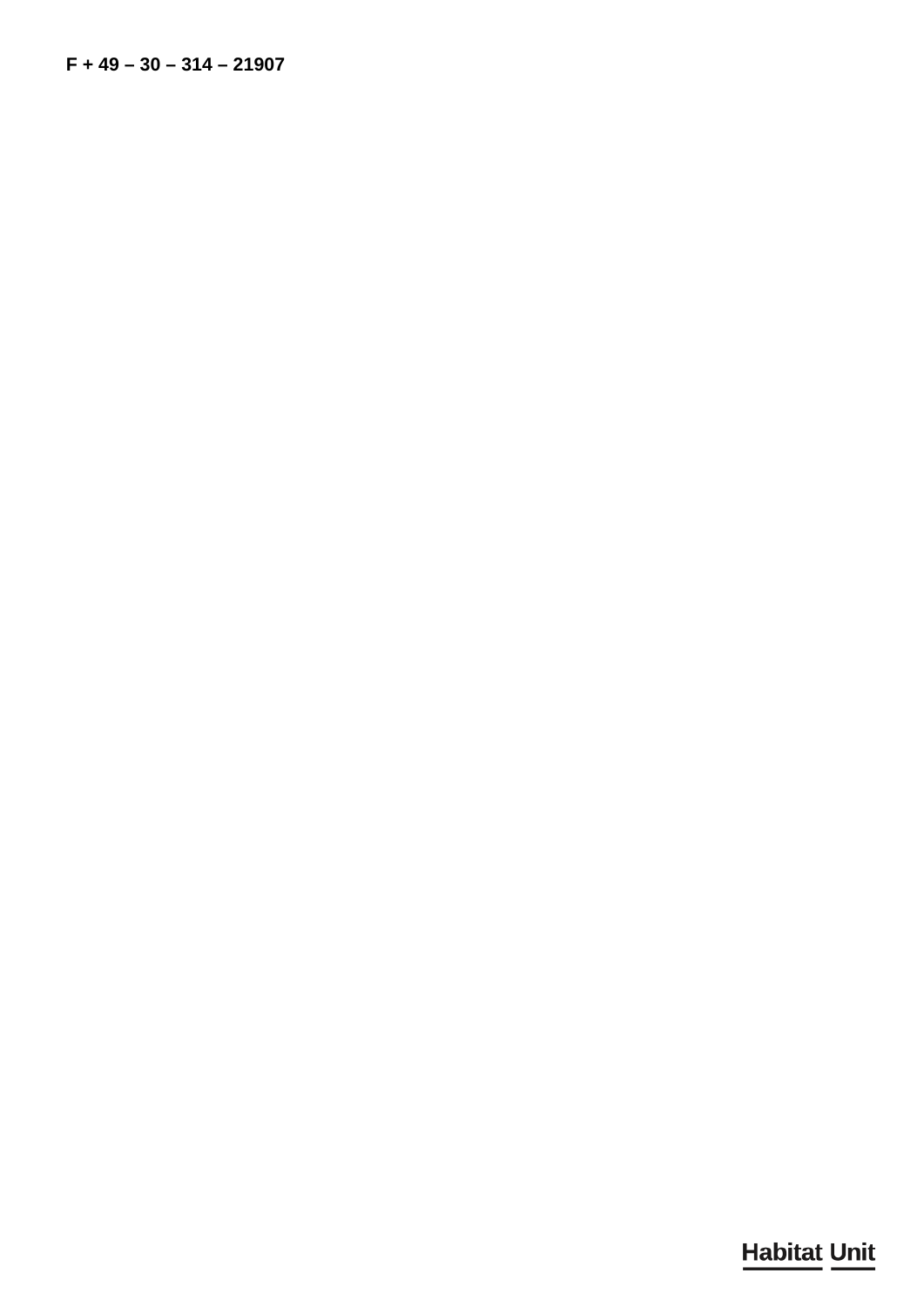**F + 49 – 30 – 314 – 21907**

**Habitat Unit**